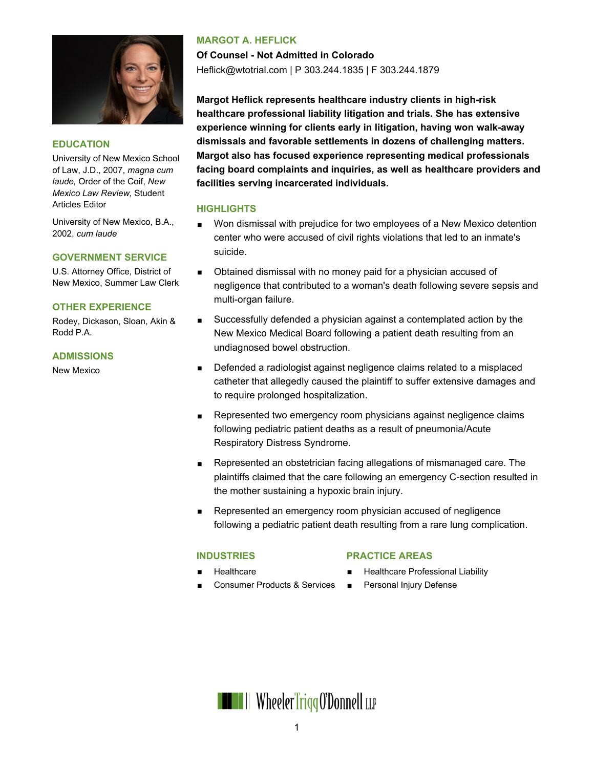# MARGOT A. HEFLICK

**Of Counsel - Not Admitted in Colorado**

Heflick@wtotrial.com | P 303.244.1835 | F 303.244.1879

**Margot Heflick represents healthcare industry clients in high-risk healthcare professional liability litigation and trials. She has extensive experience winning for clients early in litigation, having won walk-away dismissals and favorable settlements in dozens of challenging matters. Margot also has focused experience representing medical professionals facing board complaints and inquiries, as well as healthcare providers and facilities serving incarcerated individuals.**

## HIGHLIGHTS

- Won dismissal with prejudice for two employees of a New Mexico detention center who were accused of civil rights violations that led to an inmate's suicide.
- Obtained dismissal with no money paid for a physician accused of negligence that contributed to a woman's death following severe sepsis and multi-organ failure.
- Successfully defended a physician against a contemplated action by the New Mexico Medical Board following a patient death resulting from an undiagnosed bowel obstruction.
- Defended a radiologist against negligence claims related to a misplaced catheter that allegedly caused the plaintiff to suffer extensive damages and to require prolonged hospitalization.
- Represented two emergency room physicians against negligence claims following pediatric patient deaths as a result of pneumonia/Acute Respiratory Distress Syndrome.
- Represented an obstetrician facing allegations of mismanaged care. The plaintiffs claimed that the care following an emergency C-section resulted in the mother sustaining a hypoxic brain injury.
- Represented an emergency room physician accused of negligence following a pediatric patient death resulting from a rare lung complication.

## EDUCATION

University of New Mexico School of Law, J.D., 2007, *magna cum laude,* Order of the Coif, *New Mexico Law Review,* Student Articles Editor

University of New Mexico, B.A., 2002, *cum laude*

## GOVERNMENT SERVICE

U.S. Attorney Office, District of New Mexico, Summer Law Clerk

## OTHER EXPERIENCE

Rodey, Dickason, Sloan, Akin & Rodd P.A.

## ADMISSIONS

New Mexico

## INDUSTRIES

- Healthcare
- Consumer Products & Services

## PRACTICE AREAS

- Healthcare Professional Liability
- Personal Injury Defense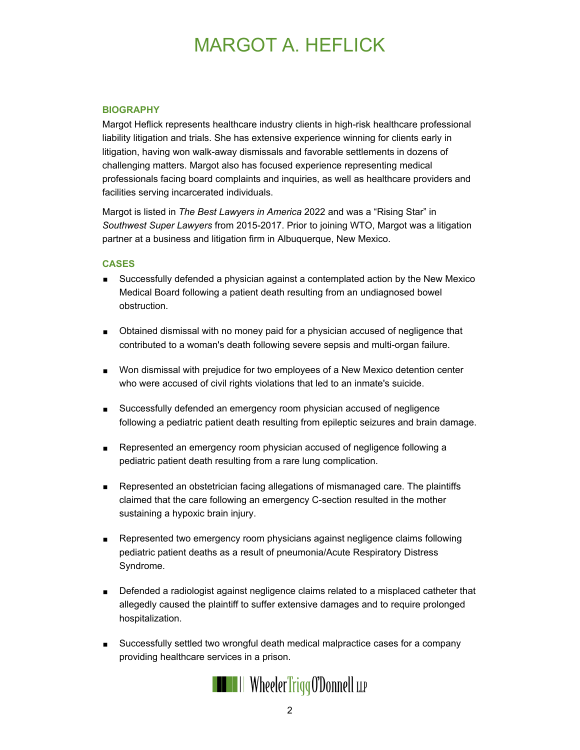# MARGOT A. HEFLICK

### BIOGRAPHY

Margot Heflick represents healthcare industry clients in high-risk healthcare professional liability litigation and trials. She has extensive experience winning for clients early in litigation, having won walk-away dismissals and favorable settlements in dozens of challenging matters. Margot also has focused experience representing medical professionals facing board complaints and inquiries, as well as healthcare providers and facilities serving incarcerated individuals.

Margot is listed in *The Best Lawyers in America* 2022 and was a "Rising Star" in *Southwest Super Lawyers* from 2015-2017. Prior to joining WTO, Margot was a litigation partner at a business and litigation firm in Albuquerque, New Mexico.

### CASES

- Successfully defended a physician against a contemplated action by the New Mexico Medical Board following a patient death resulting from an undiagnosed bowel obstruction.
- Obtained dismissal with no money paid for a physician accused of negligence that contributed to a woman's death following severe sepsis and multi-organ failure.
- Won dismissal with prejudice for two employees of a New Mexico detention center who were accused of civil rights violations that led to an inmate's suicide.
- Successfully defended an emergency room physician accused of negligence following a pediatric patient death resulting from epileptic seizures and brain damage.
- Represented an emergency room physician accused of negligence following a pediatric patient death resulting from a rare lung complication.
- Represented an obstetrician facing allegations of mismanaged care. The plaintiffs claimed that the care following an emergency C-section resulted in the mother sustaining a hypoxic brain injury.
- Represented two emergency room physicians against negligence claims following pediatric patient deaths as a result of pneumonia/Acute Respiratory Distress Syndrome.
- Defended a radiologist against negligence claims related to a misplaced catheter that allegedly caused the plaintiff to suffer extensive damages and to require prolonged hospitalization.
- Successfully settled two wrongful death medical malpractice cases for a company providing healthcare services in a prison.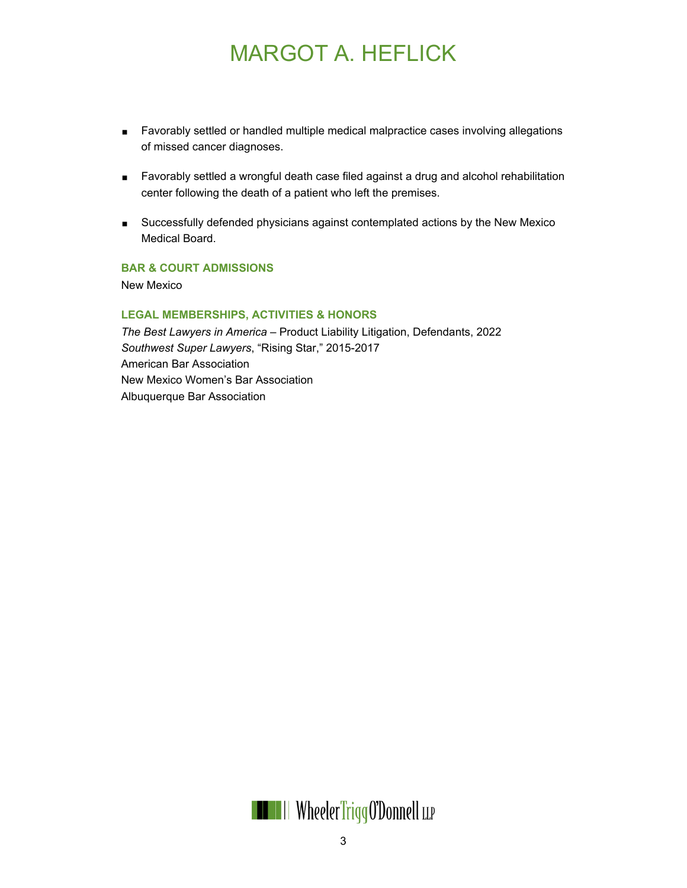- Favorably settled or handled multiple medical malpractice cases involving allegations of missed cancer diagnoses.
- Favorably settled a wrongful death case filed against a drug and alcohol rehabilitation center following the death of a patient who left the premises.
- Successfully defended physicians against contemplated actions by the New Mexico Medical Board.

### BAR & COURT ADMISSIONS

New Mexico

### LEGAL MEMBERSHIPS, ACTIVITIES & HONORS

*The Best Lawyers in America* – Product Liability Litigation, Defendants, 2022
*Southwest Super Lawyers*, "Rising Star," 2015-2017
American Bar Association
New Mexico Women's Bar Association
Albuquerque Bar Association